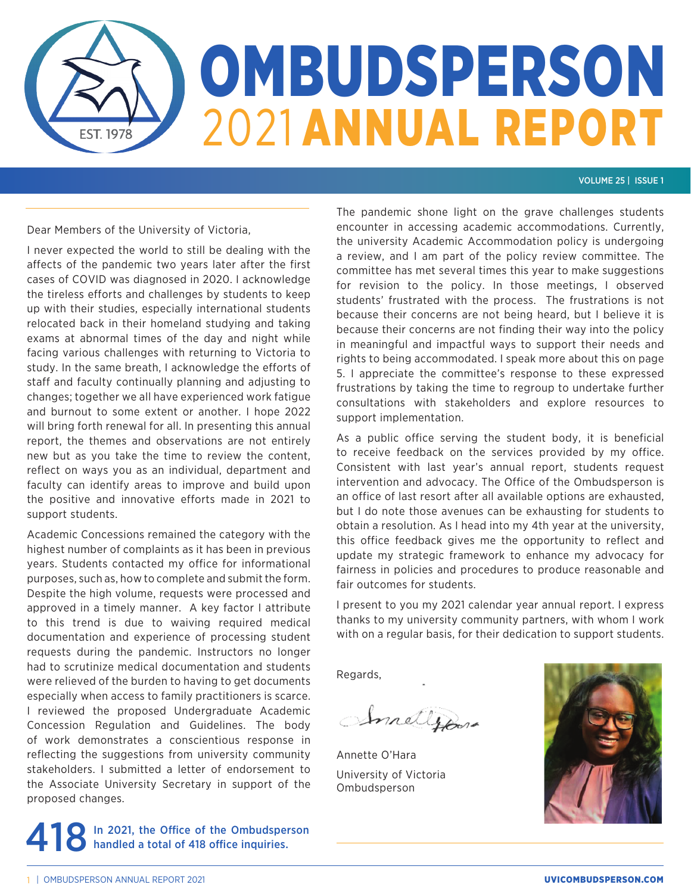# OMBUDSPERSON 2021 ANNUAL REPORT

Dear Members of the University of Victoria,

I never expected the world to still be dealing with the affects of the pandemic two years later after the first cases of COVID was diagnosed in 2020. I acknowledge the tireless efforts and challenges by students to keep up with their studies, especially international students relocated back in their homeland studying and taking exams at abnormal times of the day and night while facing various challenges with returning to Victoria to study. In the same breath, I acknowledge the efforts of staff and faculty continually planning and adjusting to changes; together we all have experienced work fatigue and burnout to some extent or another. I hope 2022 will bring forth renewal for all. In presenting this annual report, the themes and observations are not entirely new but as you take the time to review the content, reflect on ways you as an individual, department and faculty can identify areas to improve and build upon the positive and innovative efforts made in 2021 to support students.

Academic Concessions remained the category with the highest number of complaints as it has been in previous years. Students contacted my office for informational purposes, such as, how to complete and submit the form. Despite the high volume, requests were processed and approved in a timely manner. A key factor I attribute to this trend is due to waiving required medical documentation and experience of processing student requests during the pandemic. Instructors no longer had to scrutinize medical documentation and students were relieved of the burden to having to get documents especially when access to family practitioners is scarce. I reviewed the proposed Undergraduate Academic Concession Regulation and Guidelines. The body of work demonstrates a conscientious response in reflecting the suggestions from university community stakeholders. I submitted a letter of endorsement to the Associate University Secretary in support of the proposed changes.

**418** In 2021, the Office of the Ombudsperson handled a total of 418 office inquiries.

The pandemic shone light on the grave challenges students encounter in accessing academic accommodations. Currently, the university Academic Accommodation policy is undergoing a review, and I am part of the policy review committee. The committee has met several times this year to make suggestions for revision to the policy. In those meetings, I observed students' frustrated with the process. The frustrations is not because their concerns are not being heard, but I believe it is because their concerns are not finding their way into the policy in meaningful and impactful ways to support their needs and rights to being accommodated. I speak more about this on page 5. I appreciate the committee's response to these expressed frustrations by taking the time to regroup to undertake further consultations with stakeholders and explore resources to support implementation.

As a public office serving the student body, it is beneficial to receive feedback on the services provided by my office. Consistent with last year's annual report, students request intervention and advocacy. The Office of the Ombudsperson is an office of last resort after all available options are exhausted, but I do note those avenues can be exhausting for students to obtain a resolution. As I head into my 4th year at the university, this office feedback gives me the opportunity to reflect and update my strategic framework to enhance my advocacy for fairness in policies and procedures to produce reasonable and fair outcomes for students.

I present to you my 2021 calendar year annual report. I express thanks to my university community partners, with whom I work with on a regular basis, for their dedication to support students.

Regards,

Annette O'Hara

University of Victoria Ombudsperson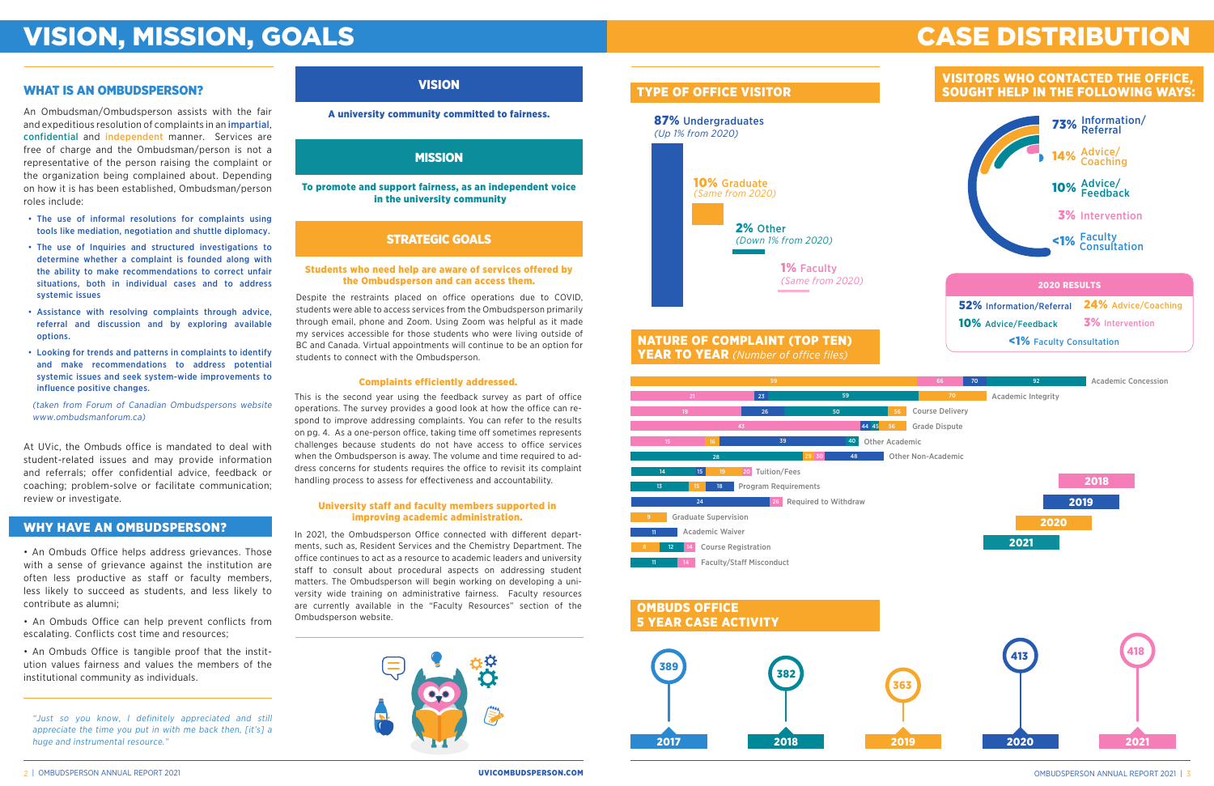# VISION, MISSION, GOALS

## WHAT IS AN OMBUDSPERSON?

An Ombudsman/Ombudsperson assists with the fair and expeditious resolution of complaints in an impartial, confidential and independent manner. Services are free of charge and the Ombudsman/person is not a representative of the person raising the complaint or the organization being complained about. Depending on how it is has been established, Ombudsman/person roles include:

- The use of informal resolutions for complaints using tools like mediation, negotiation and shuttle diplomacy.
- The use of Inquiries and structured investigations to determine whether a complaint is founded along with the ability to make recommendations to correct unfair situations, both in individual cases and to address systemic issues
- Assistance with resolving complaints through advice, referral and discussion and by exploring available options.
- Looking for trends and patterns in complaints to identify and make recommendations to address potential systemic issues and seek system-wide improvements to influence positive changes.

*(taken from Forum of Canadian Ombudspersons website www.ombudsmanforum.ca)*

At UVic, the Ombuds office is mandated to deal with student-related issues and may provide information and referrals; offer confidential advice, feedback or coaching; problem-solve or facilitate communication; review or investigate.

## WHY HAVE AN OMBUDSPERSON?

• An Ombuds Office helps address grievances. Those with a sense of grievance against the institution are often less productive as staff or faculty members, less likely to succeed as students, and less likely to contribute as alumni;

• An Ombuds Office can help prevent conflicts from escalating. Conflicts cost time and resources;

• An Ombuds Office is tangible proof that the institution values fairness and values the members of the institutional community as individuals.

*"Just so you know, I definitely appreciated and still appreciate the time you put in with me back then, [it's] a huge and instrumental resource."*

## VISION

**A university community committed to fairness.**

## MISSION

**To promote and support fairness, as an independent voice in the university community**

## STRATEGIC GOALS

**Students who need help are aware of services offered by the Ombudsperson and can access them.**

Despite the restraints placed on office operations due to COVID, students were able to access services from the Ombudsperson primarily through email, phone and Zoom. Using Zoom was helpful as it made my services accessible for those students who were living outside of BC and Canada. Virtual appointments will continue to be an option for students to connect with the Ombudsperson.

**Complaints efficiently addressed.**

This is the second year using the feedback survey as part of office operations. The survey provides a good look at how the office can respond to improve addressing complaints. You can refer to the results on pg. 4. As a one-person office, taking time off sometimes represents challenges because students do not have access to office services when the Ombudsperson is away. The volume and time required to address concerns for students requires the office to revisit its complaint handling process to assess for effectiveness and accountability.

**University staff and faculty members supported in improving academic administration.**

In 2021, the Ombudsperson Office connected with different departments, such as, Resident Services and the Chemistry Department. The office continues to act as a resource to academic leaders and university staff to consult about procedural aspects on addressing student matters. The Ombudsperson will begin working on developing a university wide training on administrative fairness. Faculty resources are currently available in the "Faculty Resources" section of the Ombudsperson website.

# CASE DISTRIBUTION

## TYPE OF OFFICE VISITOR

- **87%** Undergraduates *(Up 1% from 2020)*
- **10%** Graduate *(Same from 2020)*
- **2%** Other *(Down 1% from 2020)*
- **1%** Faculty *(Same from 2020)*

## VISITORS WHO CONTACTED THE OFFICE, SOUGHT HELP IN THE FOLLOWING WAYS:

- **73%** Information/ Referral
- **14%** Advice/ Coaching
- **10%** Advice/ Feedback
- **3%** Intervention
- **<1%** Faculty Consultation

**2020 RESULTS**

- **52%** Information/Referral
- **24%** Advice/Coaching
- **10%** Advice/Feedback
- **3%** Intervention
- **<1%** Faculty Consultation

## NATURE OF COMPLAINT (TOP TEN) YEAR TO YEAR *(Number of office files)*

| Complaint | 2018 | 2019 | 2020 | 2021 |
|---|---|---|---|---|
| Academic Concession | 66 | 70 | 59 | 92 |
| Academic Integrity | 21 | 23 | 70 | 59 |
| Course Delivery | 19 | 26 | 56 | 50 |
| Grade Dispute | 43 | 44 | 56 | 45 |
| Other Academic | 15 | 39 | 16 | 40 |
| Other Non-Academic | 30 | 48 | 29 | 28 |
| Tuition/Fees | 20 | 15 | 19 | 14 |
| Program Requirements | | 18 | 15 | 13 |
| Required to Withdraw | 26 | 24 | | |
| Graduate Supervision | | | 9 | |
| Academic Waiver | | 11 | | |
| Course Registration | 14 | | 8 | 12 |
| Faculty/Staff Misconduct | 14 | | | 11 |

## OMBUDS OFFICE 5 YEAR CASE ACTIVITY

| Year | Cases |
|---|---|
| 2017 | 389 |
| 2018 | 382 |
| 2019 | 363 |
| 2020 | 413 |
| 2021 | 418 |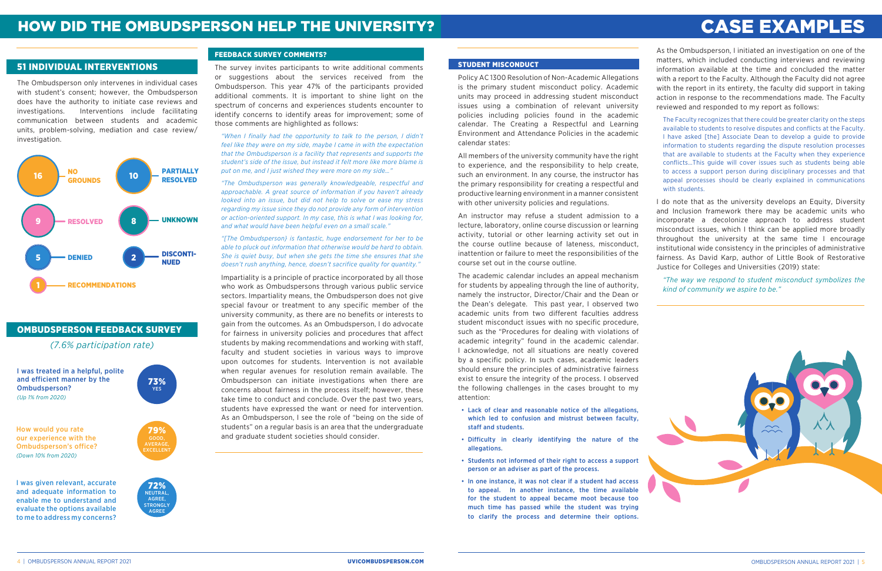# HOW DID THE OMBUDSPERSON HELP THE UNIVERSITY?

## 51 INDIVIDUAL INTERVENTIONS

The Ombudsperson only intervenes in individual cases with student's consent; however, the Ombudsperson does have the authority to initiate case reviews and investigations. Interventions include facilitating communication between students and academic units, problem-solving, mediation and case review/ investigation.

- 16 NO GROUNDS
- 10 PARTIALLY RESOLVED
- 9 RESOLVED
- 8 UNKNOWN
- 5 DENIED
- 2 DISCONTINUED
- 1 RECOMMENDATIONS

## OMBUDSPERSON FEEDBACK SURVEY

*(7.6% participation rate)*

I was treated in a helpful, polite and efficient manner by the Ombudsperson?
*(Up 1% from 2020)*
**73%** YES

How would you rate our experience with the Ombudsperson's office?
*(Down 10% from 2020)*
**79%** GOOD, AVERAGE, EXCELLENT

I was given relevant, accurate and adequate information to enable me to understand and evaluate the options available to me to address my concerns?
**72%** NEUTRAL, AGREE, STRONGLY AGREE

### FEEDBACK SURVEY COMMENTS?

The survey invites participants to write additional comments or suggestions about the services received from the Ombudsperson. This year 47% of the participants provided additional comments. It is important to shine light on the spectrum of concerns and experiences students encounter to identify concerns to identify areas for improvement; some of those comments are highlighted as follows:

*"When I finally had the opportunity to talk to the person, I didn't feel like they were on my side, maybe I came in with the expectation that the Ombudsperson is a facility that represents and supports the student's side of the issue, but instead it felt more like more blame is put on me, and I just wished they were more on my side..."*

*"The Ombudsperson was generally knowledgeable, respectful and approachable. A great source of information if you haven't already looked into an issue, but did not help to solve or ease my stress regarding my issue since they do not provide any form of intervention or action-oriented support. In my case, this is what I was looking for, and what would have been helpful even on a small scale."*

*"[The Ombudsperson} is fantastic, huge endorsement for her to be able to pluck out information that otherwise would be hard to obtain. She is quiet busy, but when she gets the time she ensures that she doesn't rush anything, hence, doesn't sacrifice quality for quantity."*

Impartiality is a principle of practice incorporated by all those who work as Ombudspersons through various public service sectors. Impartiality means, the Ombudsperson does not give special favour or treatment to any specific member of the university community, as there are no benefits or interests to gain from the outcomes. As an Ombudsperson, I do advocate for fairness in university policies and procedures that affect students by making recommendations and working with staff, faculty and student societies in various ways to improve upon outcomes for students. Intervention is not available when regular avenues for resolution remain available. The Ombudsperson can initiate investigations when there are concerns about fairness in the process itself; however, these take time to conduct and conclude. Over the past two years, students have expressed the want or need for intervention. As an Ombudsperson, I see the role of "being on the side of students" on a regular basis is an area that the undergraduate and graduate student societies should consider.

# CASE EXAMPLES

### STUDENT MISCONDUCT

Policy AC1300 Resolution of Non-Academic Allegations is the primary student misconduct policy. Academic units may proceed in addressing student misconduct issues using a combination of relevant university policies including policies found in the academic calendar. The Creating a Respectful and Learning Environment and Attendance Policies in the academic calendar states:

All members of the university community have the right to experience, and the responsibility to help create, such an environment. In any course, the instructor has the primary responsibility for creating a respectful and productive learning environment in a manner consistent with other university policies and regulations.

An instructor may refuse a student admission to a lecture, laboratory, online course discussion or learning activity, tutorial or other learning activity set out in the course outline because of lateness, misconduct, inattention or failure to meet the responsibilities of the course set out in the course outline.

The academic calendar includes an appeal mechanism for students by appealing through the line of authority, namely the instructor, Director/Chair and the Dean or the Dean's delegate. This past year, I observed two academic units from two different faculties address student misconduct issues with no specific procedure, such as the "Procedures for dealing with violations of academic integrity" found in the academic calendar. I acknowledge, not all situations are neatly covered by a specific policy. In such cases, academic leaders should ensure the principles of administrative fairness exist to ensure the integrity of the process. I observed the following challenges in the cases brought to my attention:

- **Lack of clear and reasonable notice of the allegations, which led to confusion and mistrust between faculty, staff and students.**
- **Difficulty in clearly identifying the nature of the allegations.**
- **Students not informed of their right to access a support person or an adviser as part of the process.**
- **In one instance, it was not clear if a student had access to appeal. In another instance, the time available for the student to appeal became moot because too much time has passed while the student was trying to clarify the process and determine their options.**

As the Ombudsperson, I initiated an investigation on one of the matters, which included conducting interviews and reviewing information available at the time and concluded the matter with a report to the Faculty. Although the Faculty did not agree with the report in its entirety, the faculty did support in taking action in response to the recommendations made. The Faculty reviewed and responded to my report as follows:

> The Faculty recognizes that there could be greater clarity on the steps available to students to resolve disputes and conflicts at the Faculty. I have asked [the] Associate Dean to develop a guide to provide information to students regarding the dispute resolution processes that are available to students at the Faculty when they experience conflicts...This guide will cover issues such as students being able to access a support person during disciplinary processes and that appeal processes should be clearly explained in communications with students.

I do note that as the university develops an Equity, Diversity and Inclusion framework there may be academic units who incorporate a decolonize approach to address student misconduct issues, which I think can be applied more broadly throughout the university at the same time I encourage institutional wide consistency in the principles of administrative fairness. As David Karp, author of Little Book of Restorative Justice for Colleges and Universities (2019) state:

*"The way we respond to student misconduct symbolizes the kind of community we aspire to be."*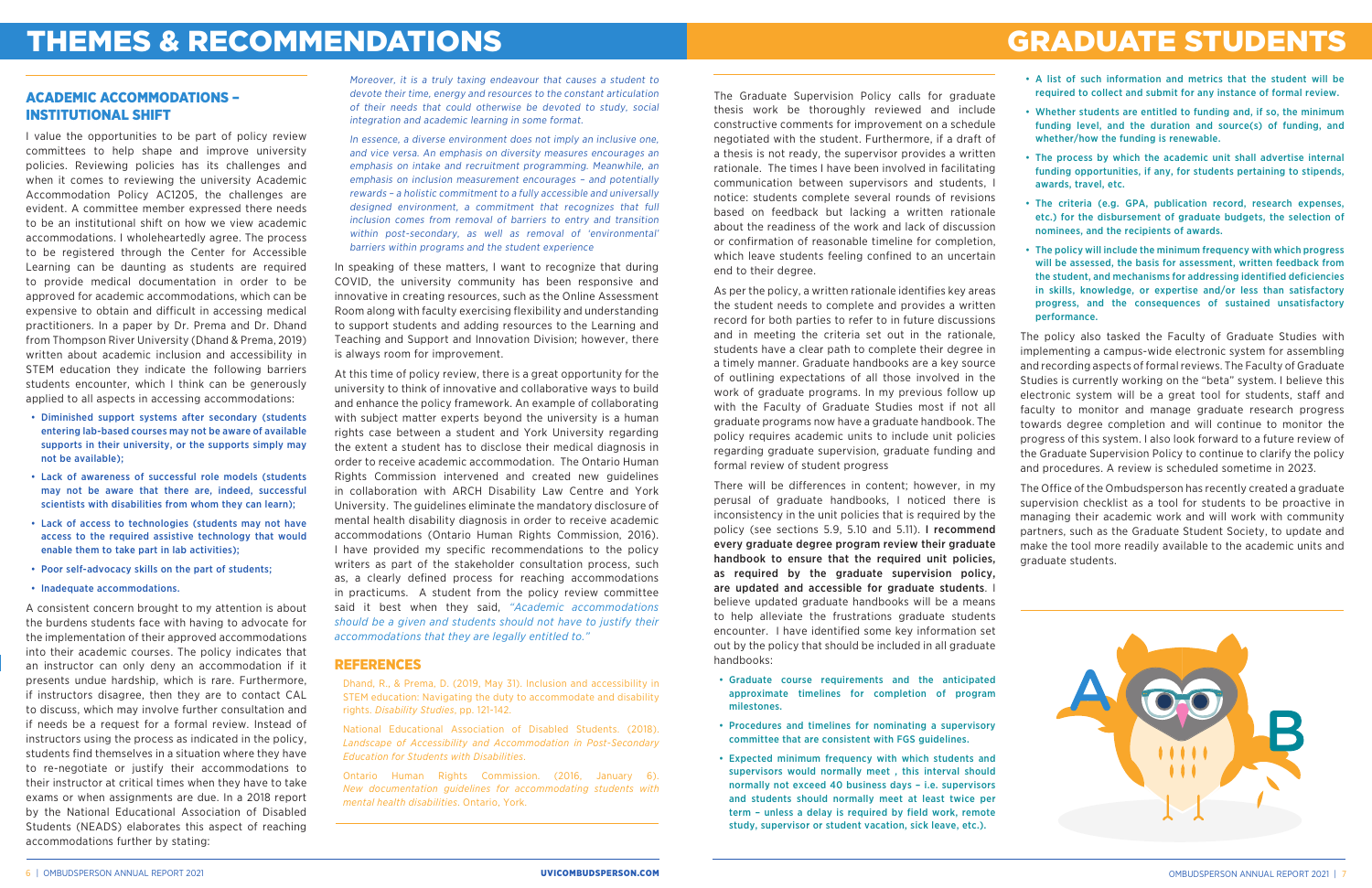# THEMES & RECOMMENDATIONS

## ACADEMIC ACCOMMODATIONS – INSTITUTIONAL SHIFT

I value the opportunities to be part of policy review committees to help shape and improve university policies. Reviewing policies has its challenges and when it comes to reviewing the university Academic Accommodation Policy AC1205, the challenges are evident. A committee member expressed there needs to be an institutional shift on how we view academic accommodations. I wholeheartedly agree. The process to be registered through the Center for Accessible Learning can be daunting as students are required to provide medical documentation in order to be approved for academic accommodations, which can be expensive to obtain and difficult in accessing medical practitioners. In a paper by Dr. Prema and Dr. Dhand from Thompson River University (Dhand & Prema, 2019) written about academic inclusion and accessibility in STEM education they indicate the following barriers students encounter, which I think can be generously applied to all aspects in accessing accommodations:

- **Diminished support systems after secondary (students entering lab-based courses may not be aware of available supports in their university, or the supports simply may not be available);**
- **Lack of awareness of successful role models (students may not be aware that there are, indeed, successful scientists with disabilities from whom they can learn);**
- **Lack of access to technologies (students may not have access to the required assistive technology that would enable them to take part in lab activities);**
- **Poor self-advocacy skills on the part of students;**
- **Inadequate accommodations.**

A consistent concern brought to my attention is about the burdens students face with having to advocate for the implementation of their approved accommodations into their academic courses. The policy indicates that an instructor can only deny an accommodation if it presents undue hardship, which is rare. Furthermore, if instructors disagree, then they are to contact CAL to discuss, which may involve further consultation and if needs be a request for a formal review. Instead of instructors using the process as indicated in the policy, students find themselves in a situation where they have to re-negotiate or justify their accommodations to their instructor at critical times when they have to take exams or when assignments are due. In a 2018 report by the National Educational Association of Disabled Students (NEADS) elaborates this aspect of reaching accommodations further by stating:

*Moreover, it is a truly taxing endeavour that causes a student to devote their time, energy and resources to the constant articulation of their needs that could otherwise be devoted to study, social integration and academic learning in some format.*

*In essence, a diverse environment does not imply an inclusive one, and vice versa. An emphasis on diversity measures encourages an emphasis on intake and recruitment programming. Meanwhile, an emphasis on inclusion measurement encourages – and potentially rewards – a holistic commitment to a fully accessible and universally designed environment, a commitment that recognizes that full inclusion comes from removal of barriers to entry and transition within post-secondary, as well as removal of 'environmental' barriers within programs and the student experience*

In speaking of these matters, I want to recognize that during COVID, the university community has been responsive and innovative in creating resources, such as the Online Assessment Room along with faculty exercising flexibility and understanding to support students and adding resources to the Learning and Teaching and Support and Innovation Division; however, there is always room for improvement.

At this time of policy review, there is a great opportunity for the university to think of innovative and collaborative ways to build and enhance the policy framework. An example of collaborating with subject matter experts beyond the university is a human rights case between a student and York University regarding the extent a student has to disclose their medical diagnosis in order to receive academic accommodation. The Ontario Human Rights Commission intervened and created new guidelines in collaboration with ARCH Disability Law Centre and York University. The guidelines eliminate the mandatory disclosure of mental health disability diagnosis in order to receive academic accommodations (Ontario Human Rights Commission, 2016). I have provided my specific recommendations to the policy writers as part of the stakeholder consultation process, such as, a clearly defined process for reaching accommodations in practicums. A student from the policy review committee said it best when they said, *"Academic accommodations should be a given and students should not have to justify their accommodations that they are legally entitled to."*

## REFERENCES

Dhand, R., & Prema, D. (2019, May 31). Inclusion and accessibility in STEM education: Navigating the duty to accommodate and disability rights. *Disability Studies*, pp. 121-142.

National Educational Association of Disabled Students. (2018). *Landscape of Accessibility and Accommodation in Post-Secondary Education for Students with Disabilities.*

Ontario Human Rights Commission. (2016, January 6). *New documentation guidelines for accommodating students with mental health disabilities.* Ontario, York.

# GRADUATE STUDENTS

The Graduate Supervision Policy calls for graduate thesis work be thoroughly reviewed and include constructive comments for improvement on a schedule negotiated with the student. Furthermore, if a draft of a thesis is not ready, the supervisor provides a written rationale. The times I have been involved in facilitating communication between supervisors and students, I notice: students complete several rounds of revisions based on feedback but lacking a written rationale about the readiness of the work and lack of discussion or confirmation of reasonable timeline for completion, which leave students feeling confined to an uncertain end to their degree.

As per the policy, a written rationale identifies key areas the student needs to complete and provides a written record for both parties to refer to in future discussions and in meeting the criteria set out in the rationale, students have a clear path to complete their degree in a timely manner. Graduate handbooks are a key source of outlining expectations of all those involved in the work of graduate programs. In my previous follow up with the Faculty of Graduate Studies most if not all graduate programs now have a graduate handbook. The policy requires academic units to include unit policies regarding graduate supervision, graduate funding and formal review of student progress

There will be differences in content; however, in my perusal of graduate handbooks, I noticed there is inconsistency in the unit policies that is required by the policy (see sections 5.9, 5.10 and 5.11). **I recommend every graduate degree program review their graduate handbook to ensure that the required unit policies, as required by the graduate supervision policy, are updated and accessible for graduate students**. I believe updated graduate handbooks will be a means to help alleviate the frustrations graduate students encounter. I have identified some key information set out by the policy that should be included in all graduate handbooks:

- **Graduate course requirements and the anticipated approximate timelines for completion of program milestones.**
- **Procedures and timelines for nominating a supervisory committee that are consistent with FGS guidelines.**
- **Expected minimum frequency with which students and supervisors would normally meet , this interval should normally not exceed 40 business days – i.e. supervisors and students should normally meet at least twice per term – unless a delay is required by field work, remote study, supervisor or student vacation, sick leave, etc.).**
- **A list of such information and metrics that the student will be required to collect and submit for any instance of formal review.**
- **Whether students are entitled to funding and, if so, the minimum funding level, and the duration and source(s) of funding, and whether/how the funding is renewable.**
- **The process by which the academic unit shall advertise internal funding opportunities, if any, for students pertaining to stipends, awards, travel, etc.**
- **The criteria (e.g. GPA, publication record, research expenses, etc.) for the disbursement of graduate budgets, the selection of nominees, and the recipients of awards.**
- **The policy will include the minimum frequency with which progress will be assessed, the basis for assessment, written feedback from the student, and mechanisms for addressing identified deficiencies in skills, knowledge, or expertise and/or less than satisfactory progress, and the consequences of sustained unsatisfactory performance.**

The policy also tasked the Faculty of Graduate Studies with implementing a campus-wide electronic system for assembling and recording aspects of formal reviews. The Faculty of Graduate Studies is currently working on the "beta" system. I believe this electronic system will be a great tool for students, staff and faculty to monitor and manage graduate research progress towards degree completion and will continue to monitor the progress of this system. I also look forward to a future review of the Graduate Supervision Policy to continue to clarify the policy and procedures. A review is scheduled sometime in 2023.

The Office of the Ombudsperson has recently created a graduate supervision checklist as a tool for students to be proactive in managing their academic work and will work with community partners, such as the Graduate Student Society, to update and make the tool more readily available to the academic units and graduate students.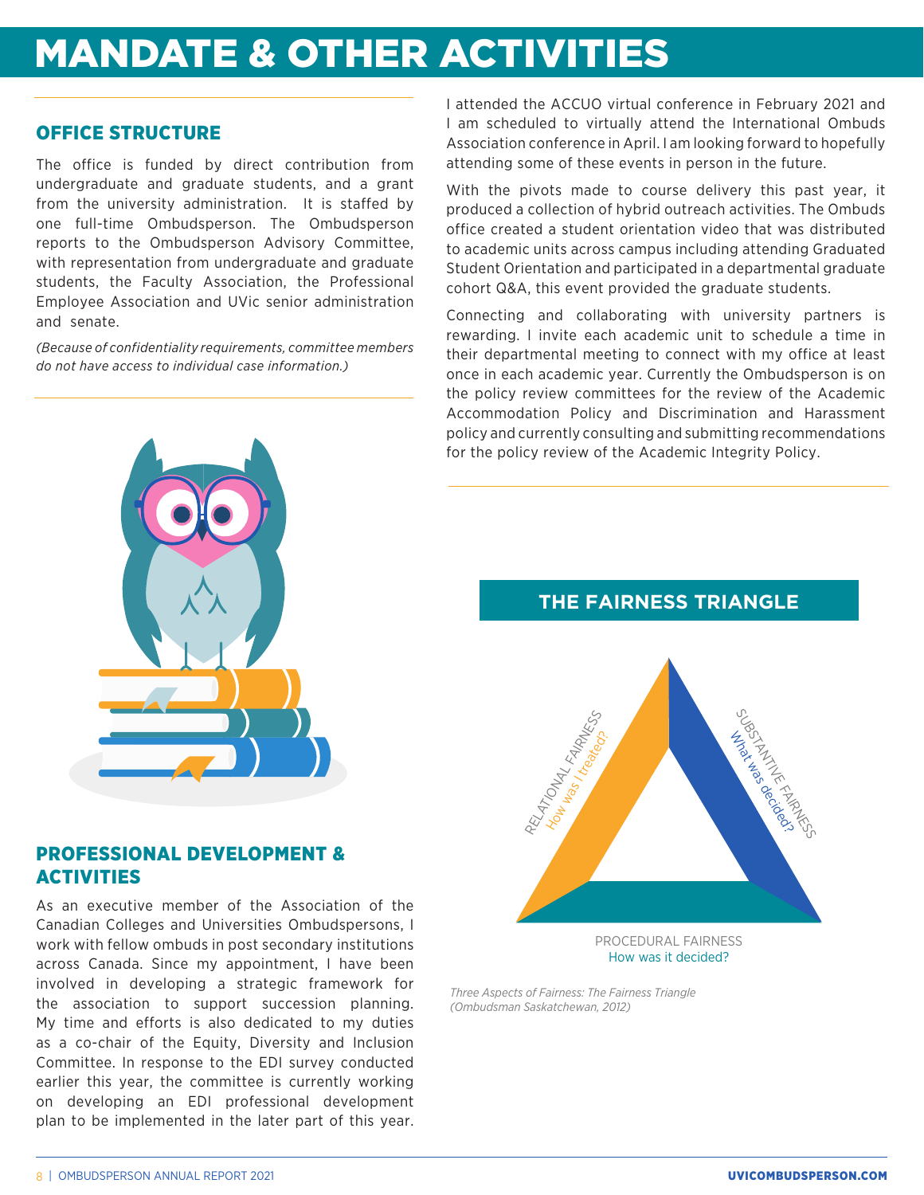# MANDATE & OTHER ACTIVITIES

## OFFICE STRUCTURE

The office is funded by direct contribution from undergraduate and graduate students, and a grant from the university administration. It is staffed by one full-time Ombudsperson. The Ombudsperson reports to the Ombudsperson Advisory Committee, with representation from undergraduate and graduate students, the Faculty Association, the Professional Employee Association and UVic senior administration and senate.

*(Because of confidentiality requirements, committee members do not have access to individual case information.)*

## PROFESSIONAL DEVELOPMENT & ACTIVITIES

As an executive member of the Association of the Canadian Colleges and Universities Ombudspersons, I work with fellow ombuds in post secondary institutions across Canada. Since my appointment, I have been involved in developing a strategic framework for the association to support succession planning. My time and efforts is also dedicated to my duties as a co-chair of the Equity, Diversity and Inclusion Committee. In response to the EDI survey conducted earlier this year, the committee is currently working on developing an EDI professional development plan to be implemented in the later part of this year.

I attended the ACCUO virtual conference in February 2021 and I am scheduled to virtually attend the International Ombuds Association conference in April. I am looking forward to hopefully attending some of these events in person in the future.

With the pivots made to course delivery this past year, it produced a collection of hybrid outreach activities. The Ombuds office created a student orientation video that was distributed to academic units across campus including attending Graduated Student Orientation and participated in a departmental graduate cohort Q&A, this event provided the graduate students.

Connecting and collaborating with university partners is rewarding. I invite each academic unit to schedule a time in their departmental meeting to connect with my office at least once in each academic year. Currently the Ombudsperson is on the policy review committees for the review of the Academic Accommodation Policy and Discrimination and Harassment policy and currently consulting and submitting recommendations for the policy review of the Academic Integrity Policy.

## THE FAIRNESS TRIANGLE

RELATIONAL FAIRNESS
How was I treated?

SUBSTANTIVE FAIRNESS
What was decided?

PROCEDURAL FAIRNESS
How was it decided?

*Three Aspects of Fairness: The Fairness Triangle (Ombudsman Saskatchewan, 2012)*